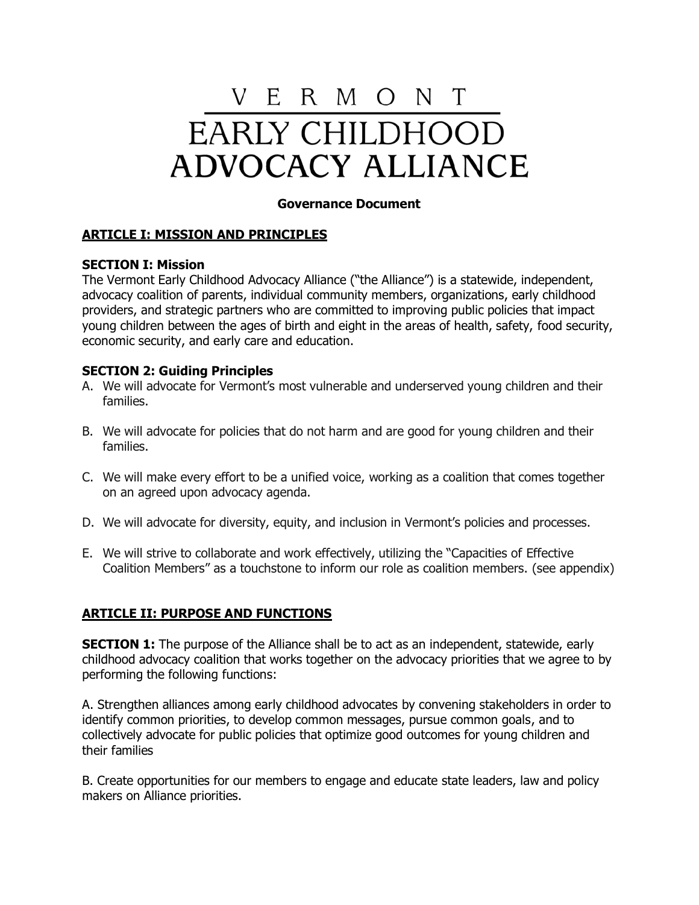# VERMONT EARLY CHILDHOOD ADVOCACY ALLIANCE

**Governance Document**

## ARTICLE I: MISSION AND PRINCIPLES

### SECTION I: Mission

The Vermont Early Childhood Advocacy Alliance ("the Alliance") is a statewide, independent, advocacy coalition of parents, individual community members, organizations, early childhood providers, and strategic partners who are committed to improving public policies that impact young children between the ages of birth and eight in the areas of health, safety, food security, economic security, and early care and education.

### SECTION 2: Guiding Principles

A. We will advocate for Vermont's most vulnerable and underserved young children and their families.

B. We will advocate for policies that do not harm and are good for young children and their families.

C. We will make every effort to be a unified voice, working as a coalition that comes together on an agreed upon advocacy agenda.

D. We will advocate for diversity, equity, and inclusion in Vermont's policies and processes.

E. We will strive to collaborate and work effectively, utilizing the "Capacities of Effective Coalition Members" as a touchstone to inform our role as coalition members. (see appendix)

## ARTICLE II: PURPOSE AND FUNCTIONS

**SECTION 1:** The purpose of the Alliance shall be to act as an independent, statewide, early childhood advocacy coalition that works together on the advocacy priorities that we agree to by performing the following functions:

A. Strengthen alliances among early childhood advocates by convening stakeholders in order to identify common priorities, to develop common messages, pursue common goals, and to collectively advocate for public policies that optimize good outcomes for young children and their families

B. Create opportunities for our members to engage and educate state leaders, law and policy makers on Alliance priorities.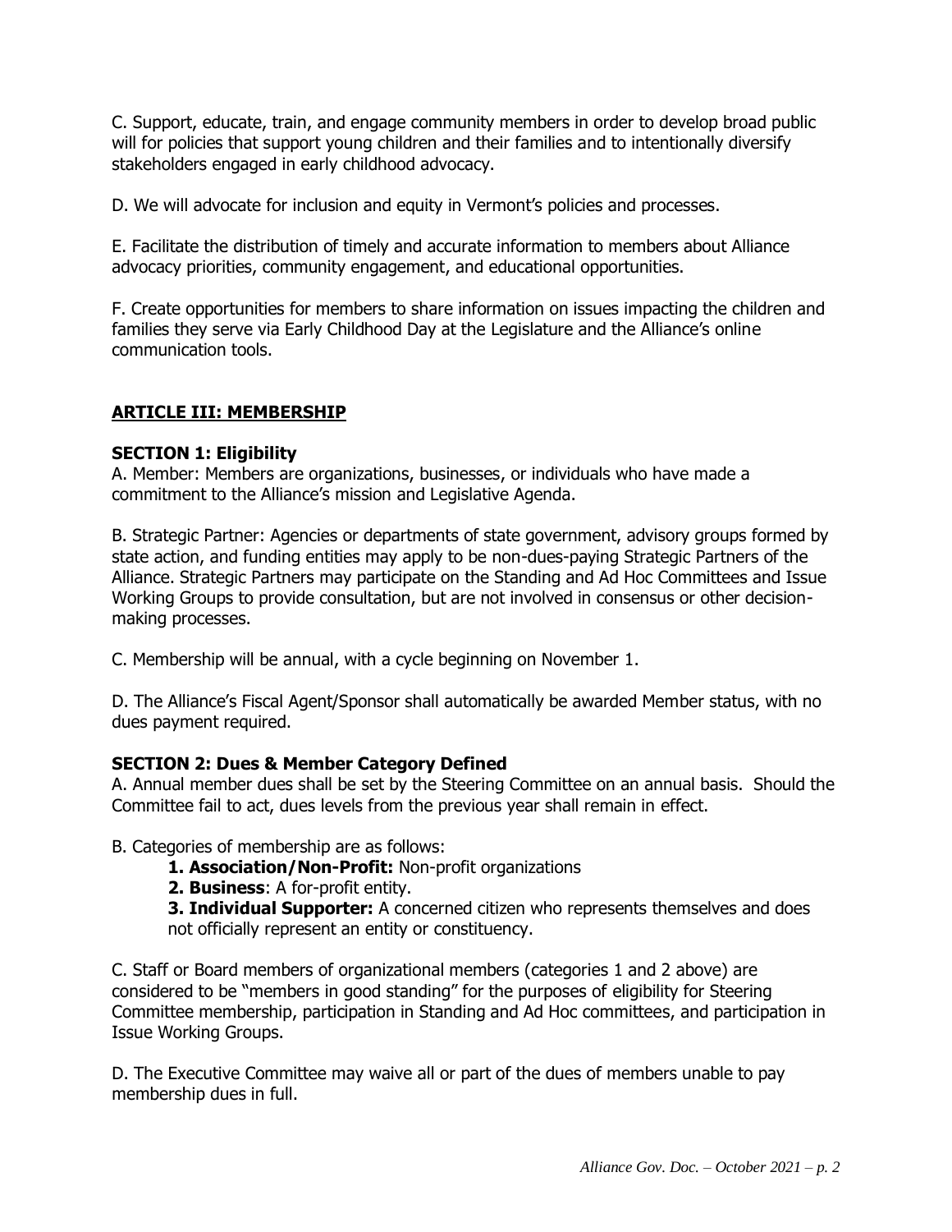C. Support, educate, train, and engage community members in order to develop broad public will for policies that support young children and their families and to intentionally diversify stakeholders engaged in early childhood advocacy.

D. We will advocate for inclusion and equity in Vermont's policies and processes.

E. Facilitate the distribution of timely and accurate information to members about Alliance advocacy priorities, community engagement, and educational opportunities.

F. Create opportunities for members to share information on issues impacting the children and families they serve via Early Childhood Day at the Legislature and the Alliance's online communication tools.

## ARTICLE III: MEMBERSHIP

### SECTION 1: Eligibility

A. Member: Members are organizations, businesses, or individuals who have made a commitment to the Alliance's mission and Legislative Agenda.

B. Strategic Partner: Agencies or departments of state government, advisory groups formed by state action, and funding entities may apply to be non-dues-paying Strategic Partners of the Alliance. Strategic Partners may participate on the Standing and Ad Hoc Committees and Issue Working Groups to provide consultation, but are not involved in consensus or other decision-making processes.

C. Membership will be annual, with a cycle beginning on November 1.

D. The Alliance's Fiscal Agent/Sponsor shall automatically be awarded Member status, with no dues payment required.

### SECTION 2: Dues & Member Category Defined

A. Annual member dues shall be set by the Steering Committee on an annual basis. Should the Committee fail to act, dues levels from the previous year shall remain in effect.

B. Categories of membership are as follows:

1. **Association/Non-Profit:** Non-profit organizations
2. **Business**: A for-profit entity.
3. **Individual Supporter:** A concerned citizen who represents themselves and does not officially represent an entity or constituency.

C. Staff or Board members of organizational members (categories 1 and 2 above) are considered to be "members in good standing" for the purposes of eligibility for Steering Committee membership, participation in Standing and Ad Hoc committees, and participation in Issue Working Groups.

D. The Executive Committee may waive all or part of the dues of members unable to pay membership dues in full.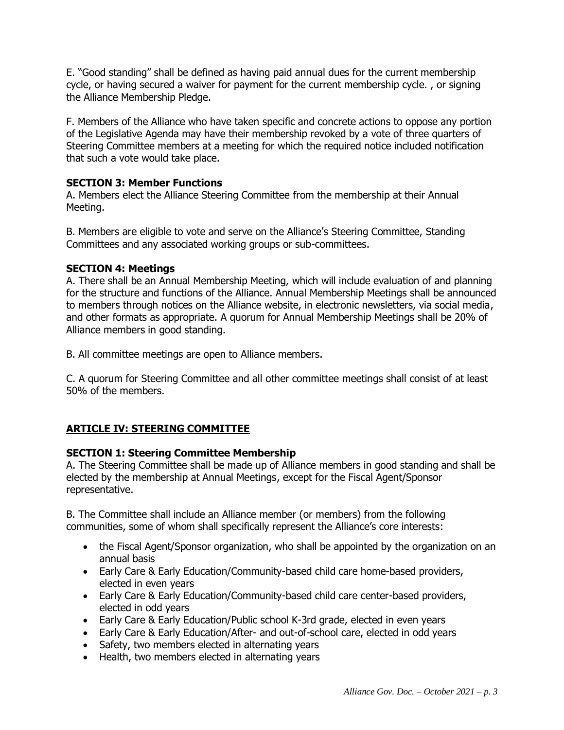E. "Good standing" shall be defined as having paid annual dues for the current membership cycle, or having secured a waiver for payment for the current membership cycle. , or signing the Alliance Membership Pledge.

F. Members of the Alliance who have taken specific and concrete actions to oppose any portion of the Legislative Agenda may have their membership revoked by a vote of three quarters of Steering Committee members at a meeting for which the required notice included notification that such a vote would take place.

### SECTION 3: Member Functions

A. Members elect the Alliance Steering Committee from the membership at their Annual Meeting.

B. Members are eligible to vote and serve on the Alliance's Steering Committee, Standing Committees and any associated working groups or sub-committees.

### SECTION 4: Meetings

A. There shall be an Annual Membership Meeting, which will include evaluation of and planning for the structure and functions of the Alliance. Annual Membership Meetings shall be announced to members through notices on the Alliance website, in electronic newsletters, via social media, and other formats as appropriate. A quorum for Annual Membership Meetings shall be 20% of Alliance members in good standing.

B. All committee meetings are open to Alliance members.

C. A quorum for Steering Committee and all other committee meetings shall consist of at least 50% of the members.

## ARTICLE IV: STEERING COMMITTEE

### SECTION 1: Steering Committee Membership

A. The Steering Committee shall be made up of Alliance members in good standing and shall be elected by the membership at Annual Meetings, except for the Fiscal Agent/Sponsor representative.

B. The Committee shall include an Alliance member (or members) from the following communities, some of whom shall specifically represent the Alliance's core interests:

- the Fiscal Agent/Sponsor organization, who shall be appointed by the organization on an annual basis
- Early Care & Early Education/Community-based child care home-based providers, elected in even years
- Early Care & Early Education/Community-based child care center-based providers, elected in odd years
- Early Care & Early Education/Public school K-3rd grade, elected in even years
- Early Care & Early Education/After- and out-of-school care, elected in odd years
- Safety, two members elected in alternating years
- Health, two members elected in alternating years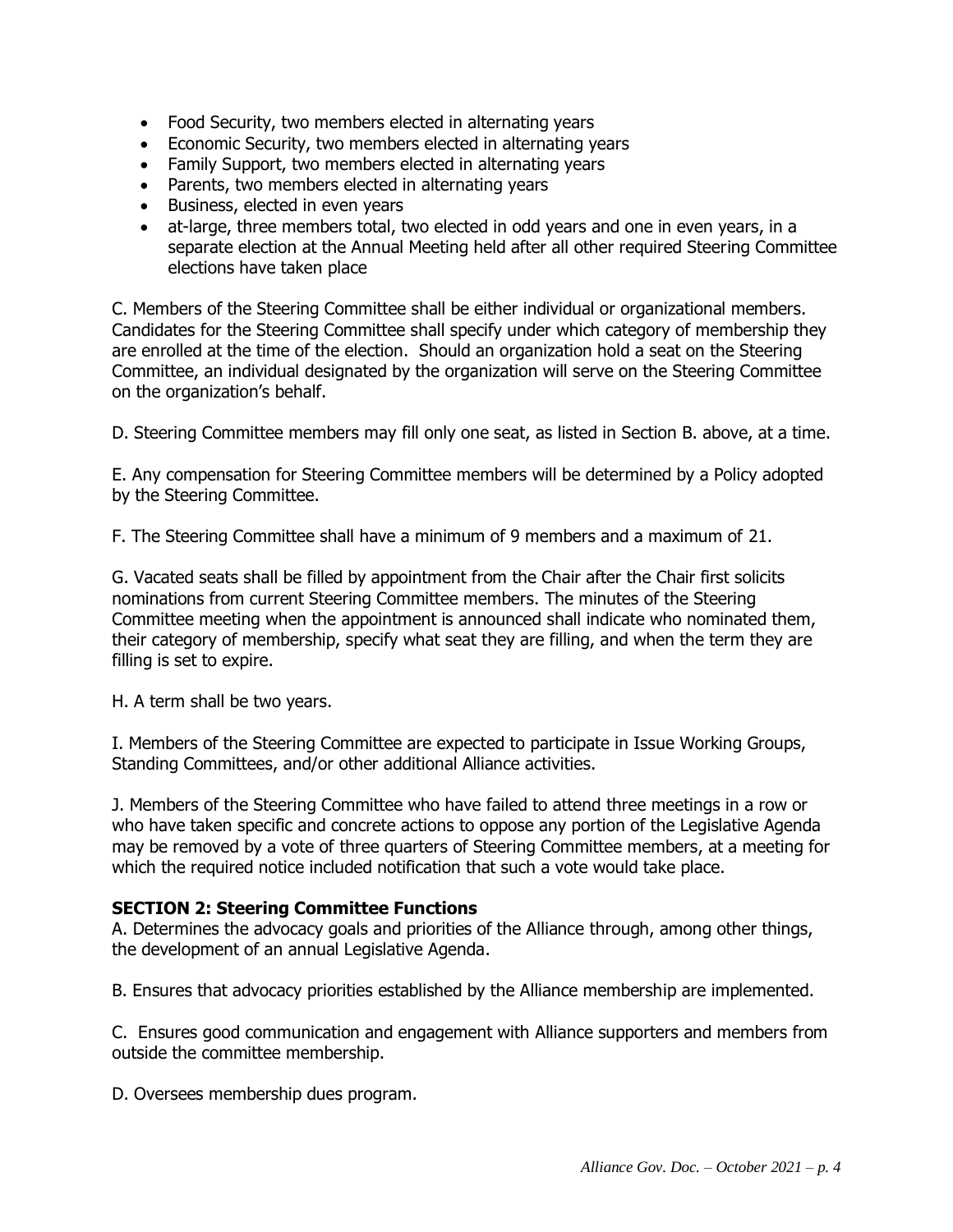- Food Security, two members elected in alternating years
- Economic Security, two members elected in alternating years
- Family Support, two members elected in alternating years
- Parents, two members elected in alternating years
- Business, elected in even years
- at-large, three members total, two elected in odd years and one in even years, in a separate election at the Annual Meeting held after all other required Steering Committee elections have taken place

C. Members of the Steering Committee shall be either individual or organizational members. Candidates for the Steering Committee shall specify under which category of membership they are enrolled at the time of the election. Should an organization hold a seat on the Steering Committee, an individual designated by the organization will serve on the Steering Committee on the organization's behalf.

D. Steering Committee members may fill only one seat, as listed in Section B. above, at a time.

E. Any compensation for Steering Committee members will be determined by a Policy adopted by the Steering Committee.

F. The Steering Committee shall have a minimum of 9 members and a maximum of 21.

G. Vacated seats shall be filled by appointment from the Chair after the Chair first solicits nominations from current Steering Committee members. The minutes of the Steering Committee meeting when the appointment is announced shall indicate who nominated them, their category of membership, specify what seat they are filling, and when the term they are filling is set to expire.

H. A term shall be two years.

I. Members of the Steering Committee are expected to participate in Issue Working Groups, Standing Committees, and/or other additional Alliance activities.

J. Members of the Steering Committee who have failed to attend three meetings in a row or who have taken specific and concrete actions to oppose any portion of the Legislative Agenda may be removed by a vote of three quarters of Steering Committee members, at a meeting for which the required notice included notification that such a vote would take place.

**SECTION 2: Steering Committee Functions**

A. Determines the advocacy goals and priorities of the Alliance through, among other things, the development of an annual Legislative Agenda.

B. Ensures that advocacy priorities established by the Alliance membership are implemented.

C. Ensures good communication and engagement with Alliance supporters and members from outside the committee membership.

D. Oversees membership dues program.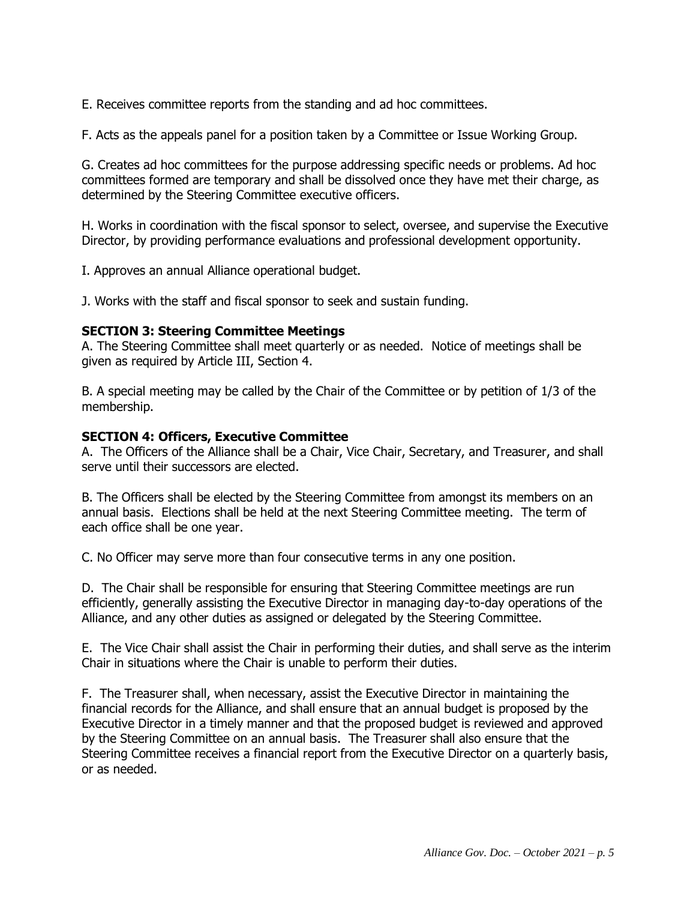E. Receives committee reports from the standing and ad hoc committees.

F. Acts as the appeals panel for a position taken by a Committee or Issue Working Group.

G. Creates ad hoc committees for the purpose addressing specific needs or problems. Ad hoc committees formed are temporary and shall be dissolved once they have met their charge, as determined by the Steering Committee executive officers.

H. Works in coordination with the fiscal sponsor to select, oversee, and supervise the Executive Director, by providing performance evaluations and professional development opportunity.

I. Approves an annual Alliance operational budget.

J. Works with the staff and fiscal sponsor to seek and sustain funding.

**SECTION 3: Steering Committee Meetings**

A. The Steering Committee shall meet quarterly or as needed. Notice of meetings shall be given as required by Article III, Section 4.

B. A special meeting may be called by the Chair of the Committee or by petition of 1/3 of the membership.

**SECTION 4: Officers, Executive Committee**

A. The Officers of the Alliance shall be a Chair, Vice Chair, Secretary, and Treasurer, and shall serve until their successors are elected.

B. The Officers shall be elected by the Steering Committee from amongst its members on an annual basis. Elections shall be held at the next Steering Committee meeting. The term of each office shall be one year.

C. No Officer may serve more than four consecutive terms in any one position.

D. The Chair shall be responsible for ensuring that Steering Committee meetings are run efficiently, generally assisting the Executive Director in managing day-to-day operations of the Alliance, and any other duties as assigned or delegated by the Steering Committee.

E. The Vice Chair shall assist the Chair in performing their duties, and shall serve as the interim Chair in situations where the Chair is unable to perform their duties.

F. The Treasurer shall, when necessary, assist the Executive Director in maintaining the financial records for the Alliance, and shall ensure that an annual budget is proposed by the Executive Director in a timely manner and that the proposed budget is reviewed and approved by the Steering Committee on an annual basis. The Treasurer shall also ensure that the Steering Committee receives a financial report from the Executive Director on a quarterly basis, or as needed.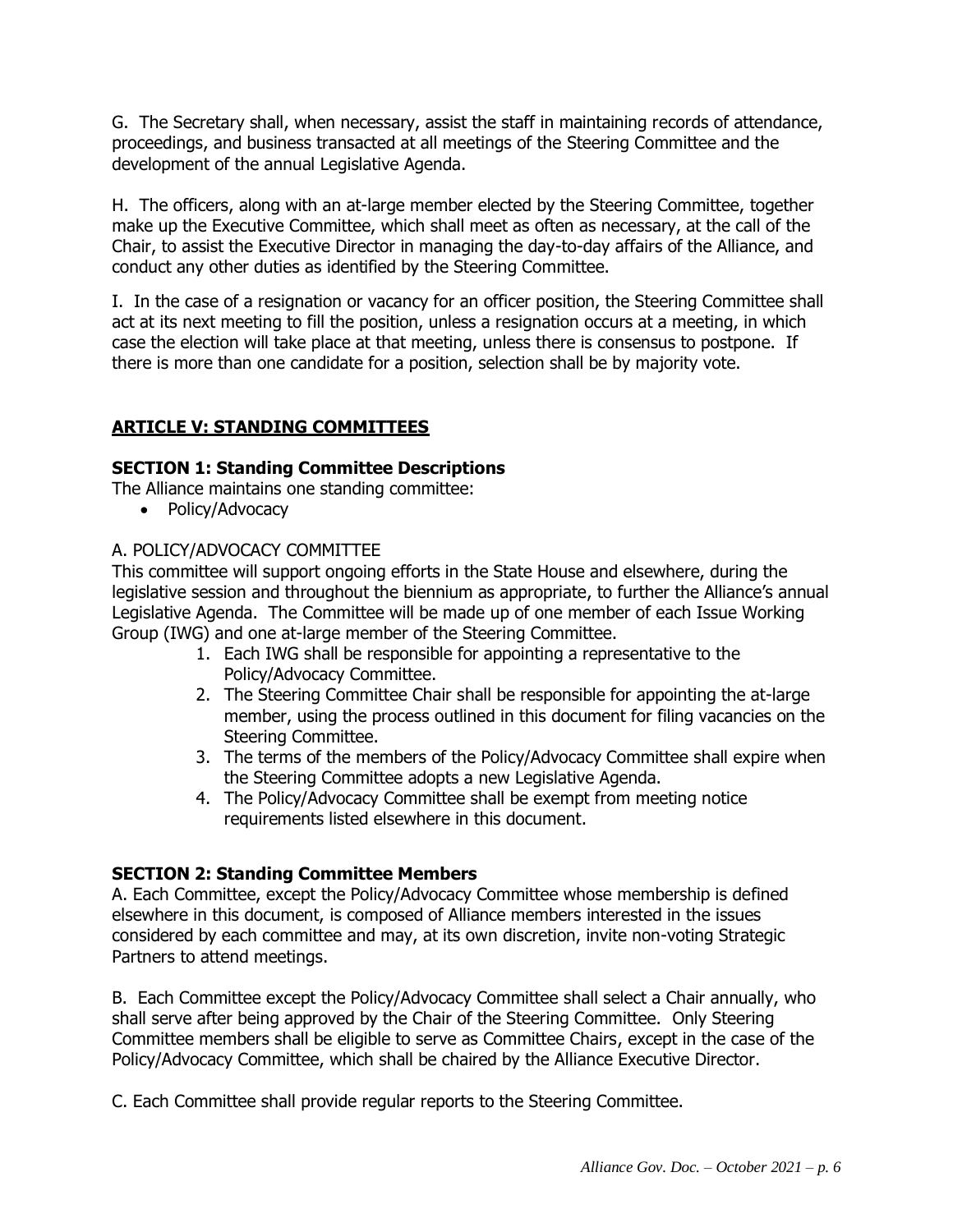G. The Secretary shall, when necessary, assist the staff in maintaining records of attendance, proceedings, and business transacted at all meetings of the Steering Committee and the development of the annual Legislative Agenda.

H. The officers, along with an at-large member elected by the Steering Committee, together make up the Executive Committee, which shall meet as often as necessary, at the call of the Chair, to assist the Executive Director in managing the day-to-day affairs of the Alliance, and conduct any other duties as identified by the Steering Committee.

I. In the case of a resignation or vacancy for an officer position, the Steering Committee shall act at its next meeting to fill the position, unless a resignation occurs at a meeting, in which case the election will take place at that meeting, unless there is consensus to postpone. If there is more than one candidate for a position, selection shall be by majority vote.

## ARTICLE V: STANDING COMMITTEES

### SECTION 1: Standing Committee Descriptions

The Alliance maintains one standing committee:

- Policy/Advocacy

A. POLICY/ADVOCACY COMMITTEE

This committee will support ongoing efforts in the State House and elsewhere, during the legislative session and throughout the biennium as appropriate, to further the Alliance's annual Legislative Agenda. The Committee will be made up of one member of each Issue Working Group (IWG) and one at-large member of the Steering Committee.

1. Each IWG shall be responsible for appointing a representative to the Policy/Advocacy Committee.
2. The Steering Committee Chair shall be responsible for appointing the at-large member, using the process outlined in this document for filing vacancies on the Steering Committee.
3. The terms of the members of the Policy/Advocacy Committee shall expire when the Steering Committee adopts a new Legislative Agenda.
4. The Policy/Advocacy Committee shall be exempt from meeting notice requirements listed elsewhere in this document.

### SECTION 2: Standing Committee Members

A. Each Committee, except the Policy/Advocacy Committee whose membership is defined elsewhere in this document, is composed of Alliance members interested in the issues considered by each committee and may, at its own discretion, invite non-voting Strategic Partners to attend meetings.

B. Each Committee except the Policy/Advocacy Committee shall select a Chair annually, who shall serve after being approved by the Chair of the Steering Committee. Only Steering Committee members shall be eligible to serve as Committee Chairs, except in the case of the Policy/Advocacy Committee, which shall be chaired by the Alliance Executive Director.

C. Each Committee shall provide regular reports to the Steering Committee.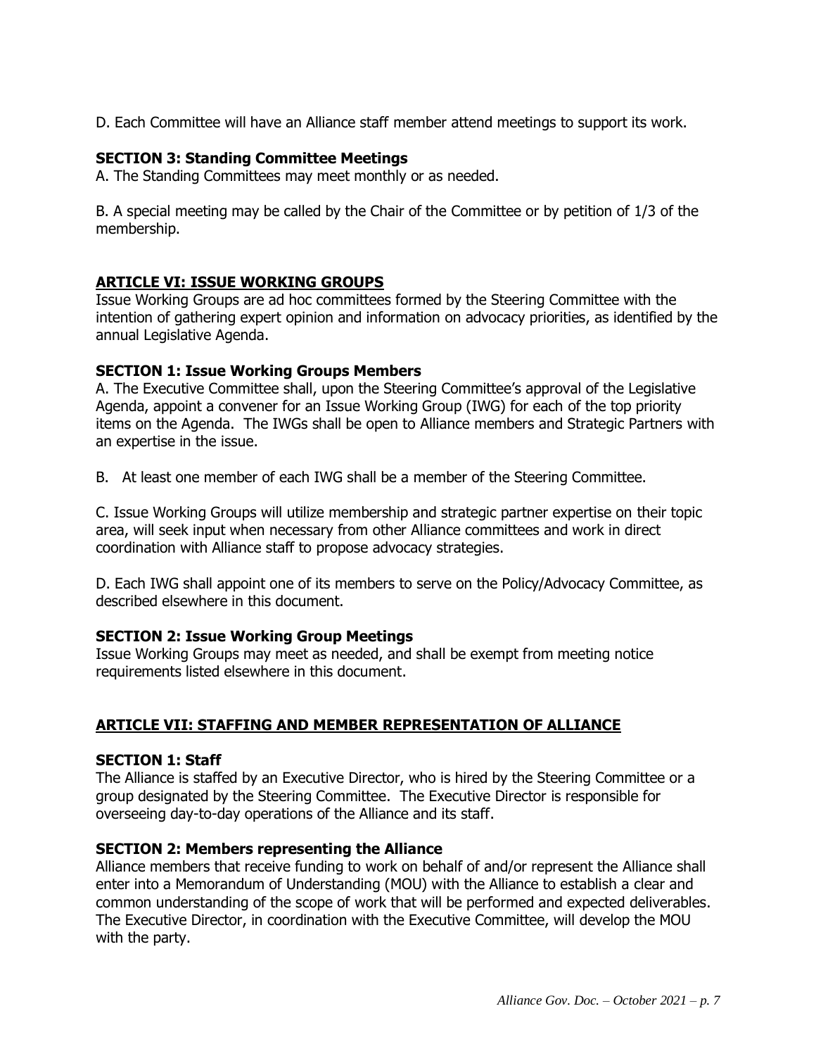D. Each Committee will have an Alliance staff member attend meetings to support its work.

### SECTION 3: Standing Committee Meetings

A. The Standing Committees may meet monthly or as needed.

B. A special meeting may be called by the Chair of the Committee or by petition of 1/3 of the membership.

## ARTICLE VI: ISSUE WORKING GROUPS

Issue Working Groups are ad hoc committees formed by the Steering Committee with the intention of gathering expert opinion and information on advocacy priorities, as identified by the annual Legislative Agenda.

### SECTION 1: Issue Working Groups Members

A. The Executive Committee shall, upon the Steering Committee's approval of the Legislative Agenda, appoint a convener for an Issue Working Group (IWG) for each of the top priority items on the Agenda. The IWGs shall be open to Alliance members and Strategic Partners with an expertise in the issue.

B. At least one member of each IWG shall be a member of the Steering Committee.

C. Issue Working Groups will utilize membership and strategic partner expertise on their topic area, will seek input when necessary from other Alliance committees and work in direct coordination with Alliance staff to propose advocacy strategies.

D. Each IWG shall appoint one of its members to serve on the Policy/Advocacy Committee, as described elsewhere in this document.

### SECTION 2: Issue Working Group Meetings

Issue Working Groups may meet as needed, and shall be exempt from meeting notice requirements listed elsewhere in this document.

## ARTICLE VII: STAFFING AND MEMBER REPRESENTATION OF ALLIANCE

### SECTION 1: Staff

The Alliance is staffed by an Executive Director, who is hired by the Steering Committee or a group designated by the Steering Committee. The Executive Director is responsible for overseeing day-to-day operations of the Alliance and its staff.

### SECTION 2: Members representing the Alliance

Alliance members that receive funding to work on behalf of and/or represent the Alliance shall enter into a Memorandum of Understanding (MOU) with the Alliance to establish a clear and common understanding of the scope of work that will be performed and expected deliverables. The Executive Director, in coordination with the Executive Committee, will develop the MOU with the party.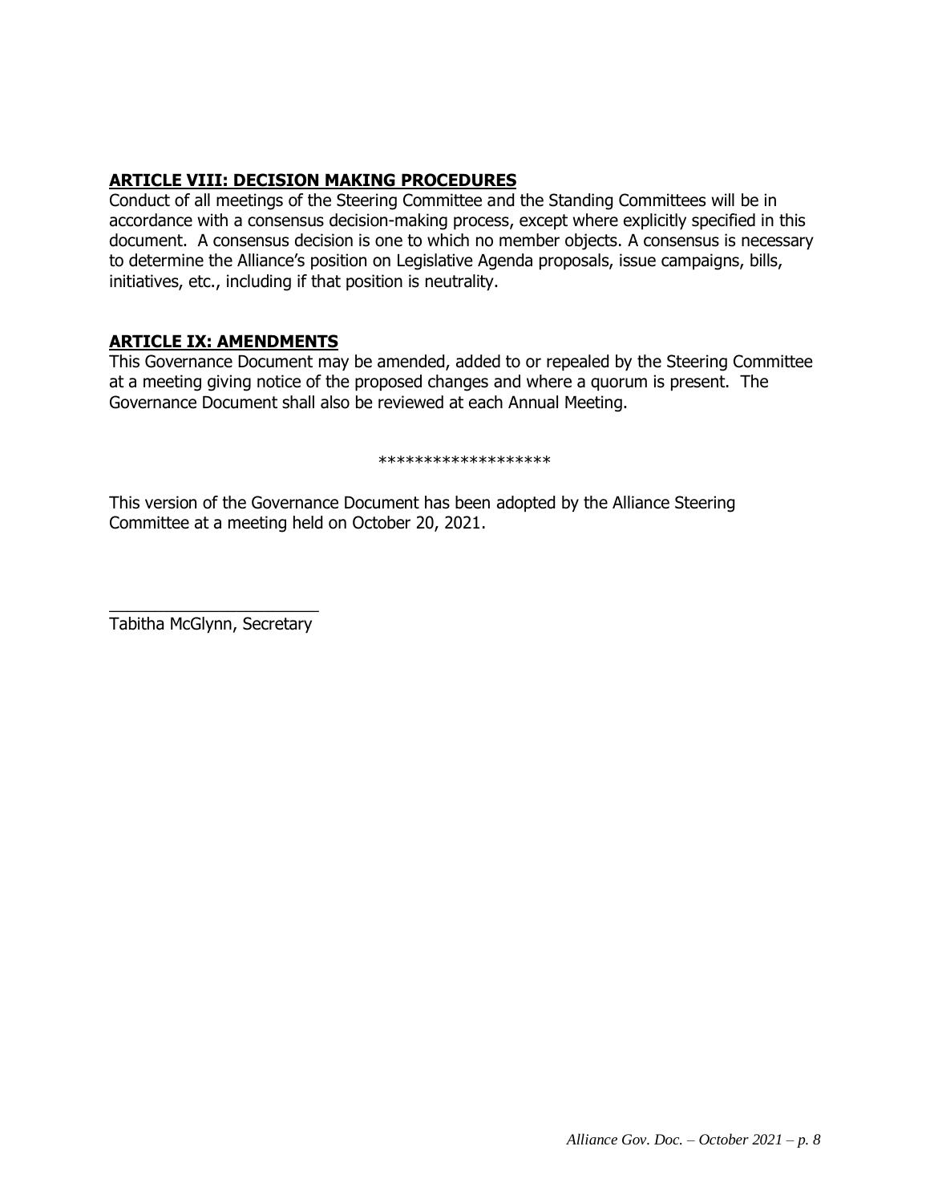## **ARTICLE VIII: DECISION MAKING PROCEDURES**

Conduct of all meetings of the Steering Committee and the Standing Committees will be in accordance with a consensus decision-making process, except where explicitly specified in this document. A consensus decision is one to which no member objects. A consensus is necessary to determine the Alliance's position on Legislative Agenda proposals, issue campaigns, bills, initiatives, etc., including if that position is neutrality.

## **ARTICLE IX: AMENDMENTS**

This Governance Document may be amended, added to or repealed by the Steering Committee at a meeting giving notice of the proposed changes and where a quorum is present. The Governance Document shall also be reviewed at each Annual Meeting.

\*\*\*\*\*\*\*\*\*\*\*\*\*\*\*\*\*\*\*\*

This version of the Governance Document has been adopted by the Alliance Steering Committee at a meeting held on October 20, 2021.

\_\_\_\_\_\_\_\_\_\_\_\_\_\_\_\_\_\_\_\_\_\_\_\_

Tabitha McGlynn, Secretary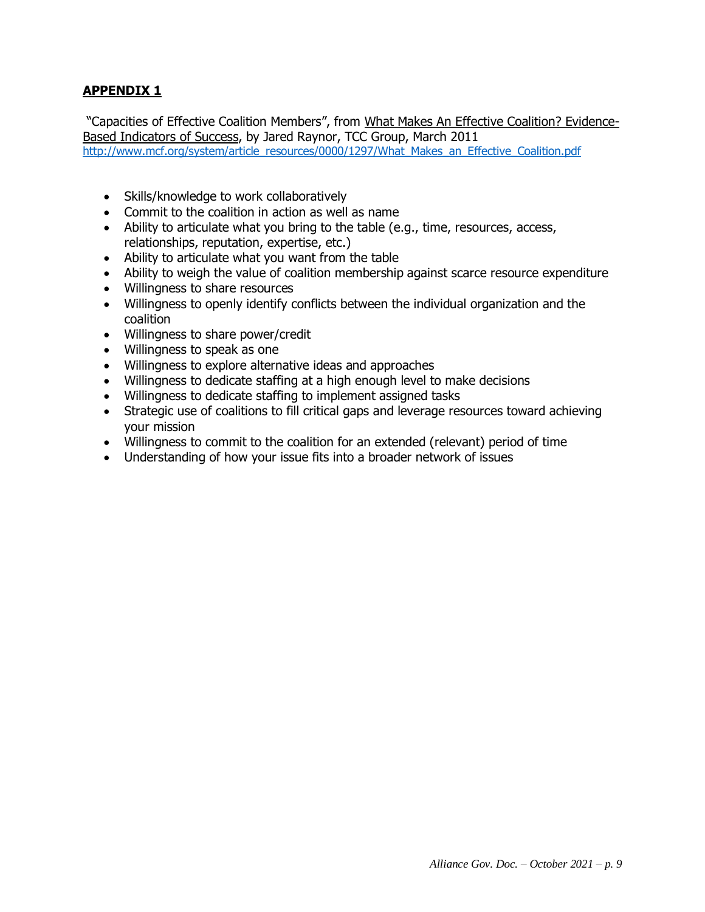## **APPENDIX 1**

"Capacities of Effective Coalition Members", from What Makes An Effective Coalition? Evidence-Based Indicators of Success, by Jared Raynor, TCC Group, March 2011
http://www.mcf.org/system/article_resources/0000/1297/What_Makes_an_Effective_Coalition.pdf

- Skills/knowledge to work collaboratively
- Commit to the coalition in action as well as name
- Ability to articulate what you bring to the table (e.g., time, resources, access, relationships, reputation, expertise, etc.)
- Ability to articulate what you want from the table
- Ability to weigh the value of coalition membership against scarce resource expenditure
- Willingness to share resources
- Willingness to openly identify conflicts between the individual organization and the coalition
- Willingness to share power/credit
- Willingness to speak as one
- Willingness to explore alternative ideas and approaches
- Willingness to dedicate staffing at a high enough level to make decisions
- Willingness to dedicate staffing to implement assigned tasks
- Strategic use of coalitions to fill critical gaps and leverage resources toward achieving your mission
- Willingness to commit to the coalition for an extended (relevant) period of time
- Understanding of how your issue fits into a broader network of issues